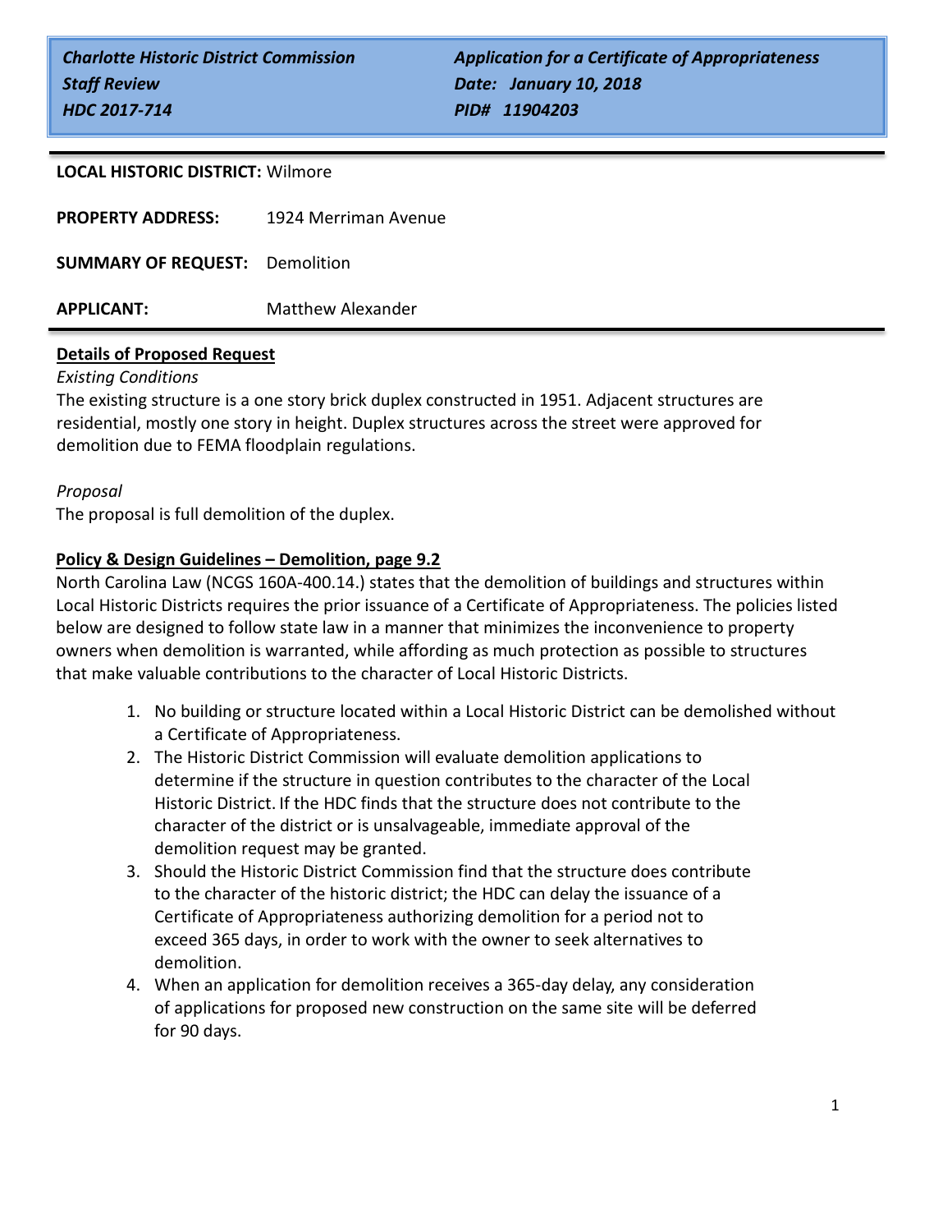*Charlotte Historic District Commission*
*Staff Review*
*HDC 2017-714*

*Application for a Certificate of Appropriateness*
*Date: January 10, 2018*
*PID# 11904203*

**LOCAL HISTORIC DISTRICT:** Wilmore

**PROPERTY ADDRESS:** 1924 Merriman Avenue

**SUMMARY OF REQUEST:** Demolition

**APPLICANT:** Matthew Alexander

## Details of Proposed Request

*Existing Conditions*

The existing structure is a one story brick duplex constructed in 1951. Adjacent structures are residential, mostly one story in height. Duplex structures across the street were approved for demolition due to FEMA floodplain regulations.

*Proposal*

The proposal is full demolition of the duplex.

## Policy & Design Guidelines – Demolition, page 9.2

North Carolina Law (NCGS 160A-400.14.) states that the demolition of buildings and structures within Local Historic Districts requires the prior issuance of a Certificate of Appropriateness. The policies listed below are designed to follow state law in a manner that minimizes the inconvenience to property owners when demolition is warranted, while affording as much protection as possible to structures that make valuable contributions to the character of Local Historic Districts.

1. No building or structure located within a Local Historic District can be demolished without a Certificate of Appropriateness.
2. The Historic District Commission will evaluate demolition applications to determine if the structure in question contributes to the character of the Local Historic District. If the HDC finds that the structure does not contribute to the character of the district or is unsalvageable, immediate approval of the demolition request may be granted.
3. Should the Historic District Commission find that the structure does contribute to the character of the historic district; the HDC can delay the issuance of a Certificate of Appropriateness authorizing demolition for a period not to exceed 365 days, in order to work with the owner to seek alternatives to demolition.
4. When an application for demolition receives a 365-day delay, any consideration of applications for proposed new construction on the same site will be deferred for 90 days.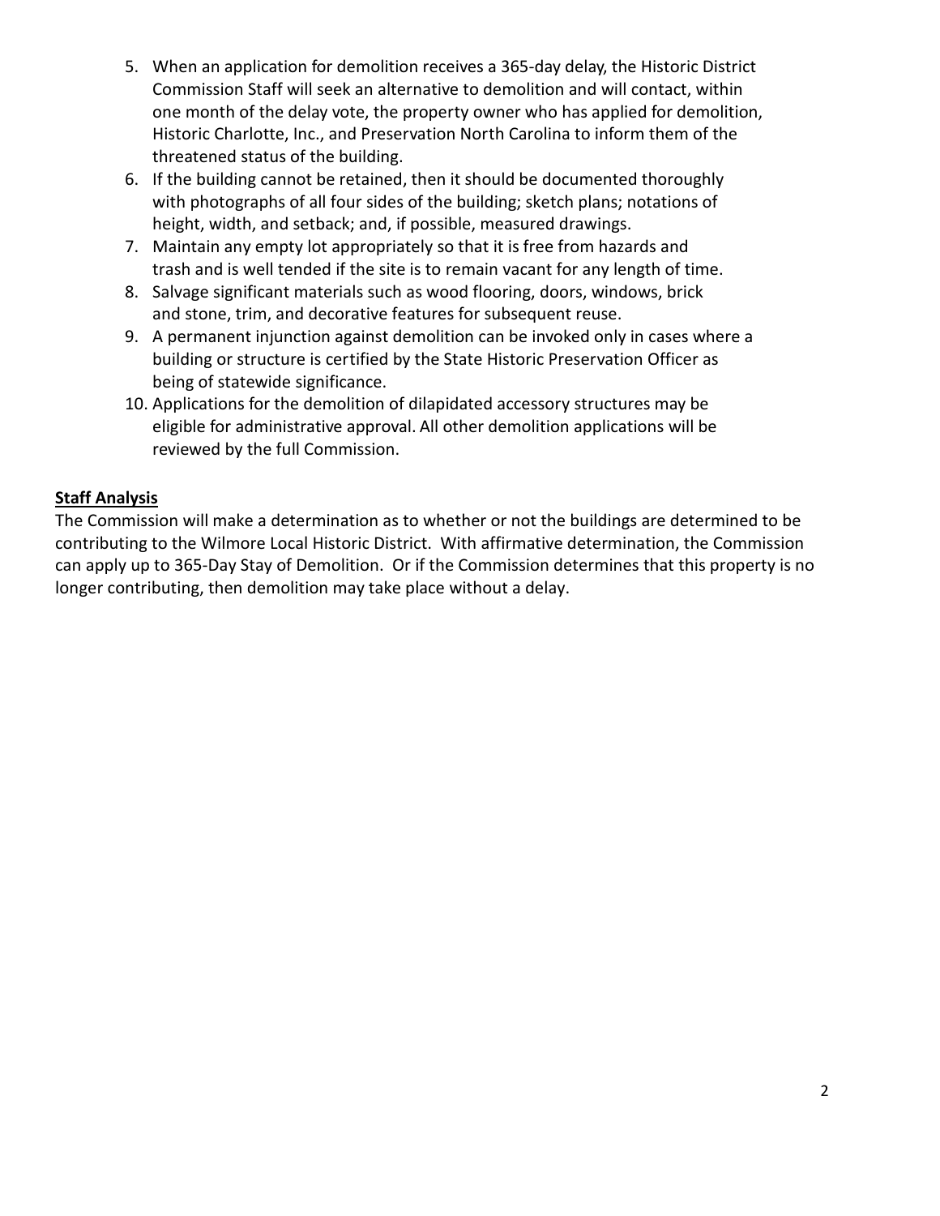5. When an application for demolition receives a 365-day delay, the Historic District Commission Staff will seek an alternative to demolition and will contact, within one month of the delay vote, the property owner who has applied for demolition, Historic Charlotte, Inc., and Preservation North Carolina to inform them of the threatened status of the building.
6. If the building cannot be retained, then it should be documented thoroughly with photographs of all four sides of the building; sketch plans; notations of height, width, and setback; and, if possible, measured drawings.
7. Maintain any empty lot appropriately so that it is free from hazards and trash and is well tended if the site is to remain vacant for any length of time.
8. Salvage significant materials such as wood flooring, doors, windows, brick and stone, trim, and decorative features for subsequent reuse.
9. A permanent injunction against demolition can be invoked only in cases where a building or structure is certified by the State Historic Preservation Officer as being of statewide significance.
10. Applications for the demolition of dilapidated accessory structures may be eligible for administrative approval. All other demolition applications will be reviewed by the full Commission.

**Staff Analysis**

The Commission will make a determination as to whether or not the buildings are determined to be contributing to the Wilmore Local Historic District. With affirmative determination, the Commission can apply up to 365-Day Stay of Demolition. Or if the Commission determines that this property is no longer contributing, then demolition may take place without a delay.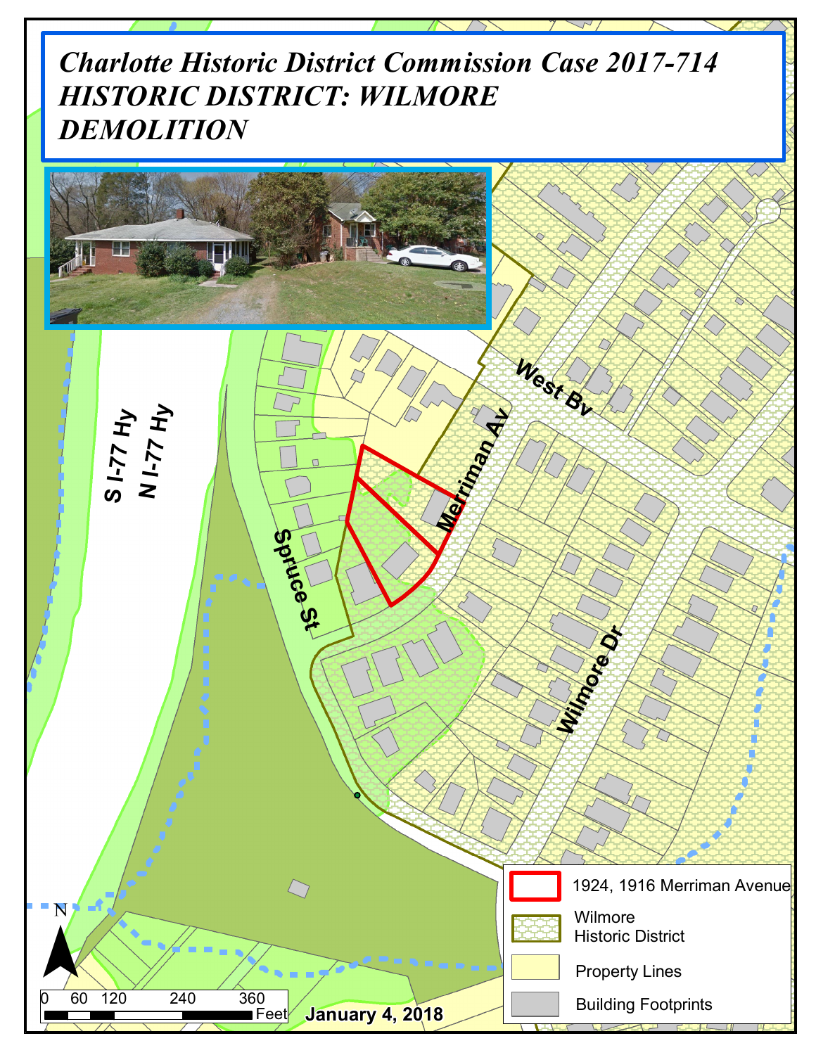# *Charlotte Historic District Commission Case 2017-714*
# *HISTORIC DISTRICT: WILMORE*
# *DEMOLITION*

S I-77 Hy

N I-77 Hy

Spruce St

Merriman Av

West Bv

Wilmore Dr

1924, 1916 Merriman Avenue

Wilmore Historic District

Property Lines

Building Footprints

N

0 60 120 240 360 Feet

January 4, 2018